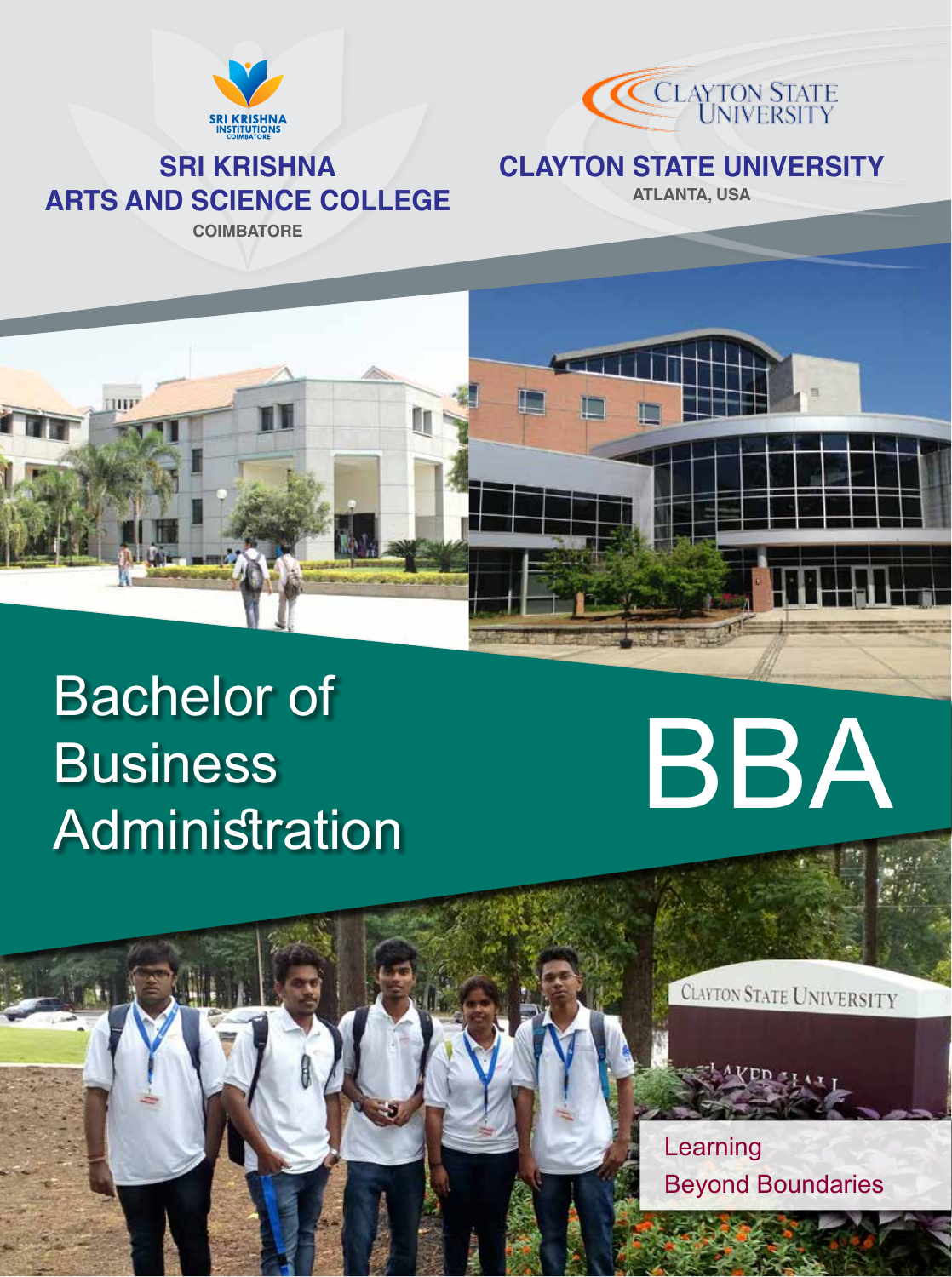SRI KRISHNA INSTITUTIONS COIMBATORE

## SRI KRISHNA ARTS AND SCIENCE COLLEGE

COIMBATORE

CLAYTON STATE UNIVERSITY

## CLAYTON STATE UNIVERSITY

ATLANTA, USA

# Bachelor of Business Administration

# BBA

Learning
Beyond Boundaries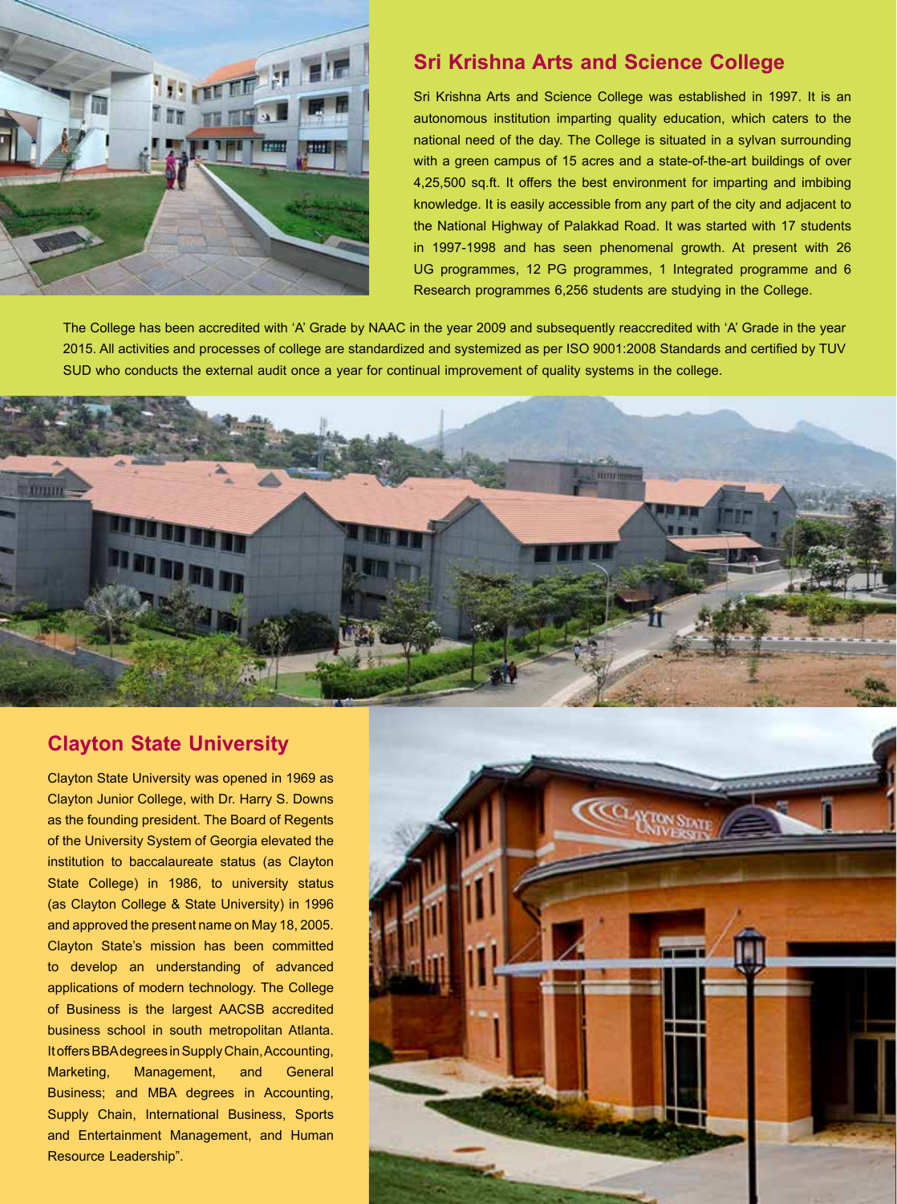## Sri Krishna Arts and Science College

Sri Krishna Arts and Science College was established in 1997. It is an autonomous institution imparting quality education, which caters to the national need of the day. The College is situated in a sylvan surrounding with a green campus of 15 acres and a state-of-the-art buildings of over 4,25,500 sq.ft. It offers the best environment for imparting and imbibing knowledge. It is easily accessible from any part of the city and adjacent to the National Highway of Palakkad Road. It was started with 17 students in 1997-1998 and has seen phenomenal growth. At present with 26 UG programmes, 12 PG programmes, 1 Integrated programme and 6 Research programmes 6,256 students are studying in the College.

The College has been accredited with 'A' Grade by NAAC in the year 2009 and subsequently reaccredited with 'A' Grade in the year 2015. All activities and processes of college are standardized and systemized as per ISO 9001:2008 Standards and certified by TUV SUD who conducts the external audit once a year for continual improvement of quality systems in the college.

## Clayton State University

Clayton State University was opened in 1969 as Clayton Junior College, with Dr. Harry S. Downs as the founding president. The Board of Regents of the University System of Georgia elevated the institution to baccalaureate status (as Clayton State College) in 1986, to university status (as Clayton College & State University) in 1996 and approved the present name on May 18, 2005. Clayton State's mission has been committed to develop an understanding of advanced applications of modern technology. The College of Business is the largest AACSB accredited business school in south metropolitan Atlanta. It offers BBA degrees in Supply Chain, Accounting, Marketing, Management, and General Business; and MBA degrees in Accounting, Supply Chain, International Business, Sports and Entertainment Management, and Human Resource Leadership".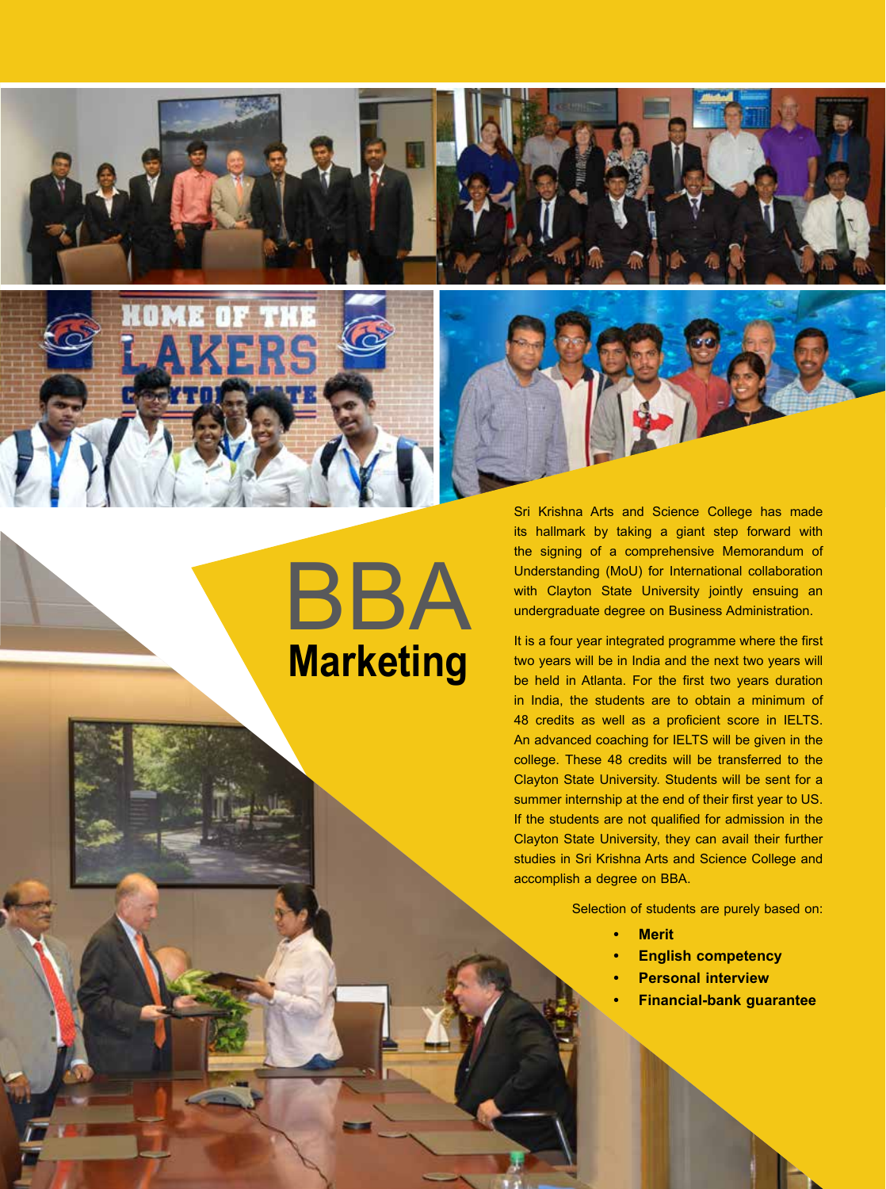# BBA

## Marketing

Sri Krishna Arts and Science College has made its hallmark by taking a giant step forward with the signing of a comprehensive Memorandum of Understanding (MoU) for International collaboration with Clayton State University jointly ensuing an undergraduate degree on Business Administration.

It is a four year integrated programme where the first two years will be in India and the next two years will be held in Atlanta. For the first two years duration in India, the students are to obtain a minimum of 48 credits as well as a proficient score in IELTS. An advanced coaching for IELTS will be given in the college. These 48 credits will be transferred to the Clayton State University. Students will be sent for a summer internship at the end of their first year to US. If the students are not qualified for admission in the Clayton State University, they can avail their further studies in Sri Krishna Arts and Science College and accomplish a degree on BBA.

Selection of students are purely based on:

- **Merit**
- **English competency**
- **Personal interview**
- **Financial-bank guarantee**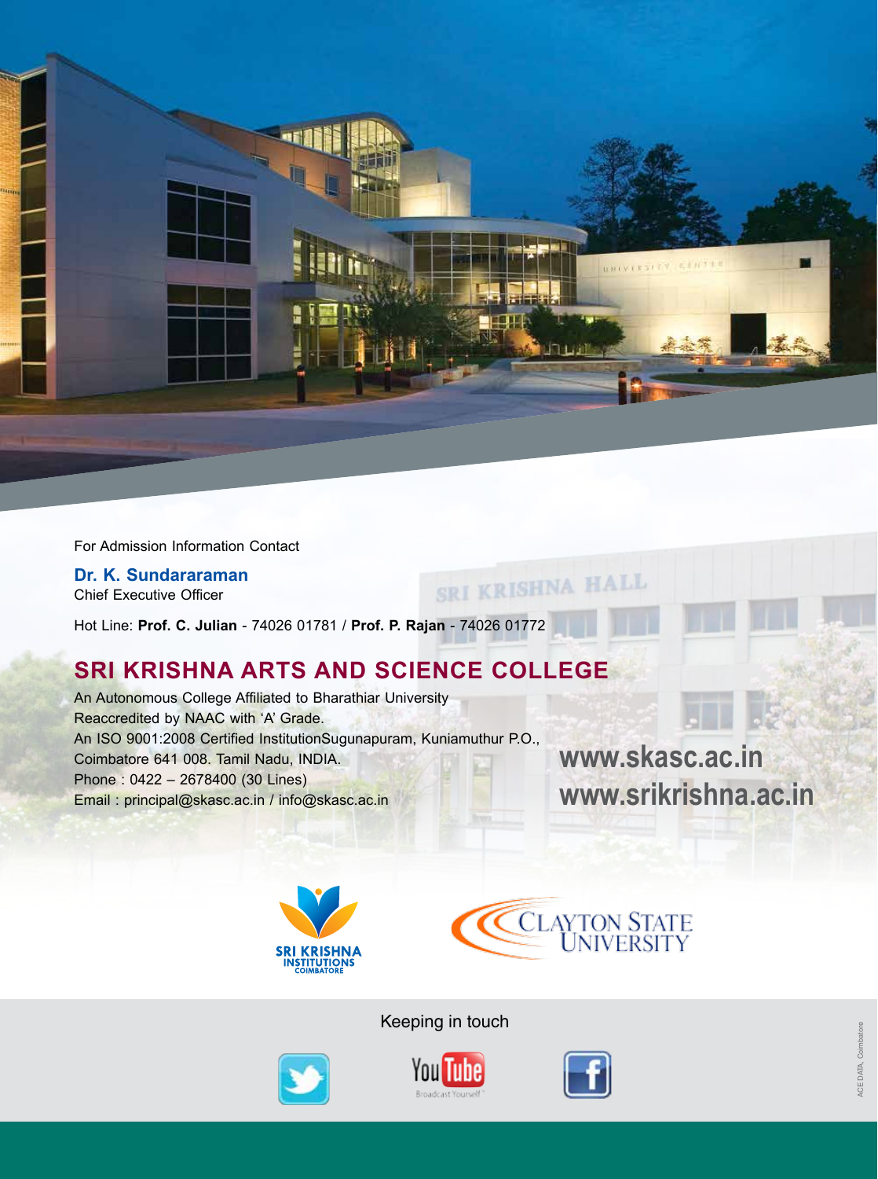For Admission Information Contact

**Dr. K. Sundararaman**
Chief Executive Officer

Hot Line: **Prof. C. Julian** - 74026 01781 / **Prof. P. Rajan** - 74026 01772

## SRI KRISHNA ARTS AND SCIENCE COLLEGE

An Autonomous College Affiliated to Bharathiar University
Reaccredited by NAAC with 'A' Grade.
An ISO 9001:2008 Certified InstitutionSugunapuram, Kuniamuthur P.O.,
Coimbatore 641 008. Tamil Nadu, INDIA.
Phone : 0422 – 2678400 (30 Lines)
Email : principal@skasc.ac.in / info@skasc.ac.in

**www.skasc.ac.in**
**www.srikrishna.ac.in**

SRI KRISHNA INSTITUTIONS COIMBATORE

CLAYTON STATE UNIVERSITY

Keeping in touch